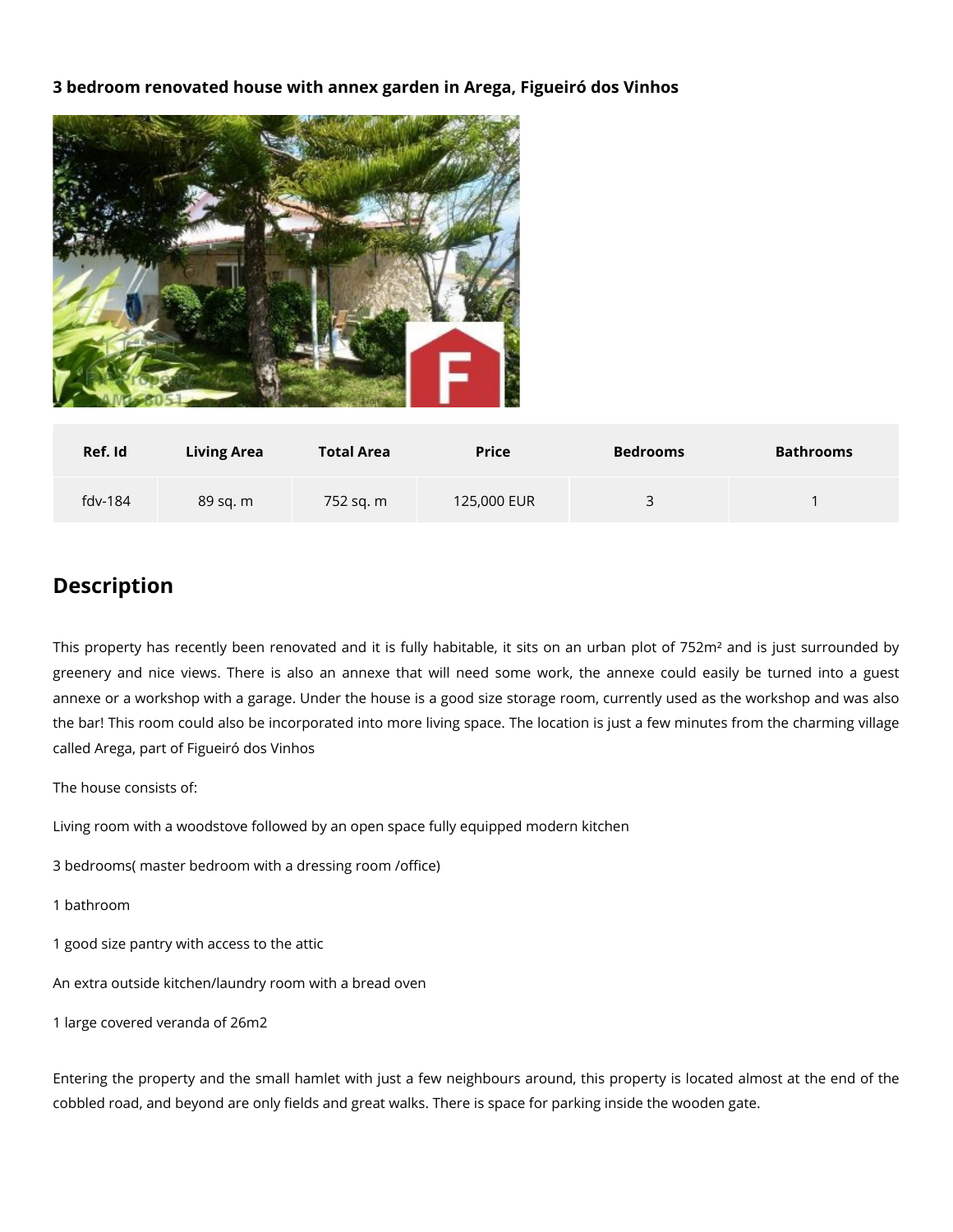**3 bedroom renovated house with annex garden in Arega, Figueiró dos Vinhos**

| Ref. Id | Living Area | Total Area | Price | Bedrooms | Bathrooms |
| --- | --- | --- | --- | --- | --- |
| fdv-184 | 89 sq. m | 752 sq. m | 125,000 EUR | 3 | 1 |

## Description

This property has recently been renovated and it is fully habitable, it sits on an urban plot of 752m² and is just surrounded by greenery and nice views. There is also an annexe that will need some work, the annexe could easily be turned into a guest annexe or a workshop with a garage. Under the house is a good size storage room, currently used as the workshop and was also the bar! This room could also be incorporated into more living space. The location is just a few minutes from the charming village called Arega, part of Figueiró dos Vinhos

The house consists of:

Living room with a woodstove followed by an open space fully equipped modern kitchen

3 bedrooms( master bedroom with a dressing room /office)

1 bathroom

1 good size pantry with access to the attic

An extra outside kitchen/laundry room with a bread oven

1 large covered veranda of 26m2

Entering the property and the small hamlet with just a few neighbours around, this property is located almost at the end of the cobbled road, and beyond are only fields and great walks. There is space for parking inside the wooden gate.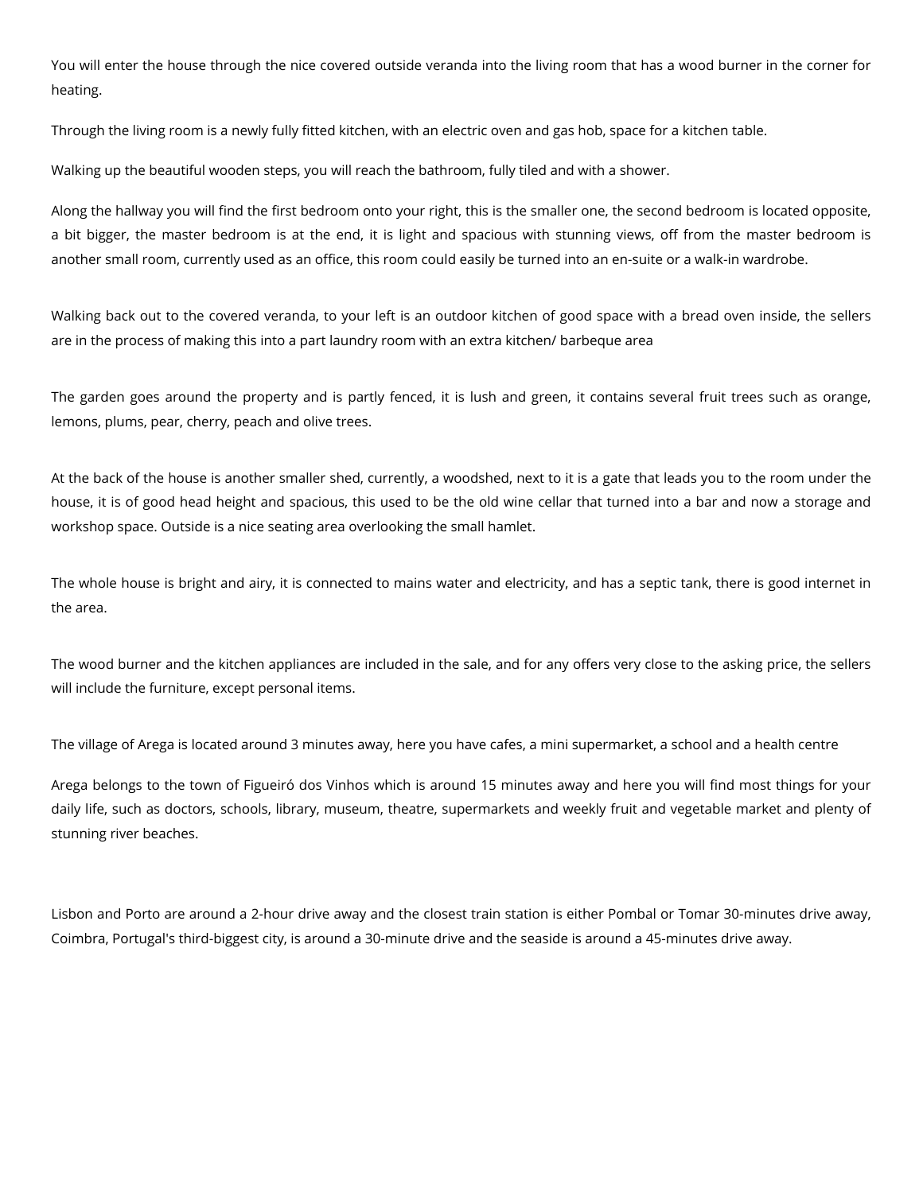You will enter the house through the nice covered outside veranda into the living room that has a wood burner in the corner for heating.

Through the living room is a newly fully fitted kitchen, with an electric oven and gas hob, space for a kitchen table.

Walking up the beautiful wooden steps, you will reach the bathroom, fully tiled and with a shower.

Along the hallway you will find the first bedroom onto your right, this is the smaller one, the second bedroom is located opposite, a bit bigger, the master bedroom is at the end, it is light and spacious with stunning views, off from the master bedroom is another small room, currently used as an office, this room could easily be turned into an en-suite or a walk-in wardrobe.

Walking back out to the covered veranda, to your left is an outdoor kitchen of good space with a bread oven inside, the sellers are in the process of making this into a part laundry room with an extra kitchen/ barbeque area

The garden goes around the property and is partly fenced, it is lush and green, it contains several fruit trees such as orange, lemons, plums, pear, cherry, peach and olive trees.

At the back of the house is another smaller shed, currently, a woodshed, next to it is a gate that leads you to the room under the house, it is of good head height and spacious, this used to be the old wine cellar that turned into a bar and now a storage and workshop space. Outside is a nice seating area overlooking the small hamlet.

The whole house is bright and airy, it is connected to mains water and electricity, and has a septic tank, there is good internet in the area.

The wood burner and the kitchen appliances are included in the sale, and for any offers very close to the asking price, the sellers will include the furniture, except personal items.

The village of Arega is located around 3 minutes away, here you have cafes, a mini supermarket, a school and a health centre

Arega belongs to the town of Figueiró dos Vinhos which is around 15 minutes away and here you will find most things for your daily life, such as doctors, schools, library, museum, theatre, supermarkets and weekly fruit and vegetable market and plenty of stunning river beaches.

Lisbon and Porto are around a 2-hour drive away and the closest train station is either Pombal or Tomar 30-minutes drive away, Coimbra, Portugal's third-biggest city, is around a 30-minute drive and the seaside is around a 45-minutes drive away.